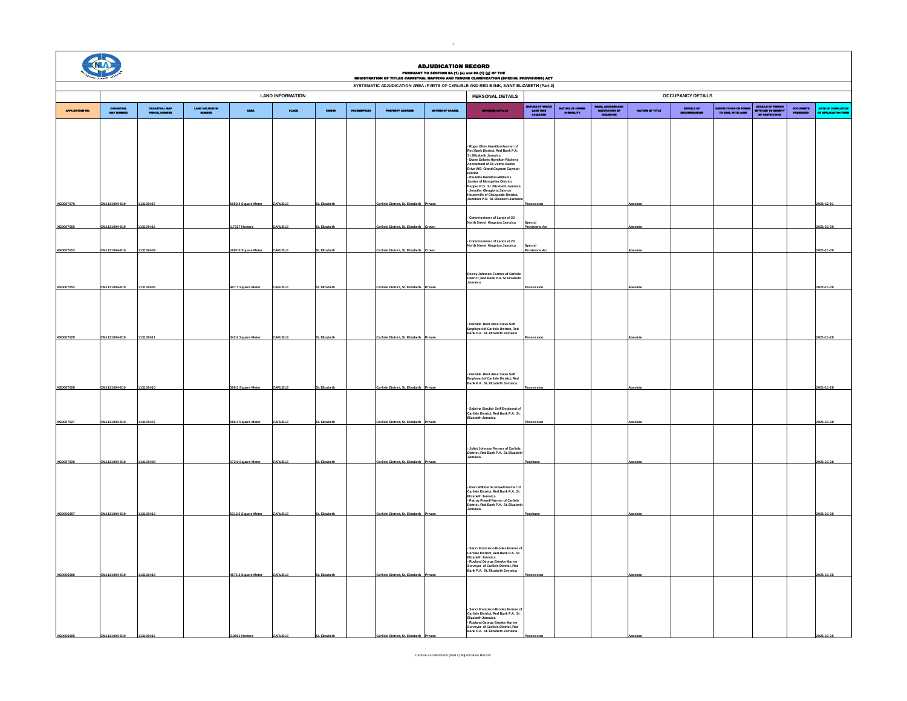# ADJUDICATION RECORD

**PURSUANT TO SECTION 8A (1) (e) and 8A (1) (g) OF THE**

**REGISTRATION OF TITLES CADASTRAL MAPPING AND TENURE CLARIFICATION (SPECIAL PROVISIONS) ACT**

**SYSTEMATIC ADJUDICATION AREA : PARTS OF CARLISLE AND RED BANK, SAINT ELIZABETH (Part 2)**

| | LAND INFORMATION | | | | | | | | | PERSONAL DETAILS | OCCUPANCY DETAILS | | | | | | | | |
|---|---|---|---|---|---|---|---|---|---|---|---|---|---|---|---|---|---|---|---|
| APPLICATION NO. | CADASTRAL MAP NUMBER | CADASTRAL MAP PARCEL NUMBER | LAND VALUATION NUMBER | AREA | PLACE | PARISH | VOLUME/FOLIO | PROPERTY ADDRESS | NATURE OF PARCEL | OWNER(S) DETAILS | NATURE BY WHICH LAND WAS ACQUIRED | NATURE OF OWNER DISABILITY | NAME, ADDRESS AND OCCUPATION OF GUARDIAN | NATURE OF TITLE | DETAILS OF ENCUMBRANCES | RESTRICTIONS ON POWER TO DEAL WITH LAND | DETAILS OF PERSON ENTITLED TO BENEFIT OF RESTRICTION | DOCUMENTS PRESENTED | DATE OF COMPLETION OF APPLICATION FORM |
| ASD007076 | CM1131004-810 | 113100417 | | 6050.4 Square Meter | CARLISLE | St. Elizabeth | | Carlisle District, St. Elizabeth | Private | - Roger Elton Hamilton Farmer of Red Bank District, Red Bank P.A. St. Elizabeth Jamaica<br>- Diane Deloris Hamilton-Ricketts Accountant of 68 Velma Banks Drive WB Grand Cayman Cayman Islands<br>- Paulette Hamilton-Williams Janitor of Montpelier District, Pepper P.O. St. Elizabeth Jamaica<br>- Jennifer Giorgloria Salmon Housewife of Cheapside District, Junction P.O. St. Elizabeth Jamaica | Possession | | | Absolute | | | | | 2021-12-01 |
| ASD007055 | CM1131004-810 | 113100415 | | 1.7317 Hectare | CARLISLE | St. Elizabeth | | Carlisle District, St. Elizabeth | Crown | - Commissioner of Lands of 20 North Street Kingston Jamaica | Special Provisions Act | | | Absolute | | | | | 2021-11-30 |
| ASD007053 | CM1131004-810 | 113100409 | | 1687.5 Square Meter | CARLISLE | St. Elizabeth | | Carlisle District, St. Elizabeth | Crown | - Commissioner of Lands of 20 North Street Kingston Jamaica | Special Provisions Act | | | Absolute | | | | | 2021-11-30 |
| ASD007052 | CM1131004-810 | 113100406 | | 407.7 Square Meter | CARLISLE | St. Elizabeth | | Carlisle District, St. Elizabeth | Private | Delroy Johnson, Farmer of Carlisle District, Red Bank P.A. St Elizabeth Jamaica | Possession | | | Absolute | | | | | 2021-11-30 |
| ASD007029 | CM1131004-810 | 113100411 | | 342.6 Square Meter | CARLISLE | St. Elizabeth | | Carlisle District, St. Elizabeth | Private | - Denville Bent Alias Steve Self Employed of Carlisle District, Red Bank P.A. St. Elizabeth Jamaica | Possession | | | Absolute | | | | | 2021-11-28 |
| ASD007028 | CM1131004-810 | 113100410 | | 306.3 Square Meter | CARLISLE | St. Elizabeth | | Carlisle District, St. Elizabeth | Private | - Denville Bent Alias Steve Self Employed of Carlisle District, Red Bank P.A. St. Elizabeth Jamaica | Possession | | | Absolute | | | | | 2021-11-28 |
| ASD007027 | CM1131004-810 | 113100407 | | 586.4 Square Meter | CARLISLE | St. Elizabeth | | Carlisle District, St. Elizabeth | Private | - Sabrina Sinclair Self Employed of Carlisle District, Red Bank P.A. St. Elizabeth Jamaica | Possession | | | Absolute | | | | | 2021-11-28 |
| ASD007026 | CM1131004-810 | 113100408 | | 173.9 Square Meter | CARLISLE | St. Elizabeth | | Carlisle District, St. Elizabeth | Private | - Juliet Johnson Farmer of Carlisle District, Red Bank P.A. St. Elizabeth Jamaica | Purchase | | | Absolute | | | | | 2021-11-28 |
| ASD006987 | CM1131004-810 | 113100413 | | 5312.6 Square Meter | CARLISLE | St. Elizabeth | | Carlisle District, St. Elizabeth | Private | - Evan Wilbourne Powell Farmer of Carlisle District, Red Bank P.A. St. Elizabeth Jamaica<br>- Patroy Powell Farmer of Carlisle District, Red Bank P.A. St. Elizabeth Jamaica | Purchase | | | Absolute | | | | | 2021-11-25 |
| ASD006986 | CM1131004-810 | 113100418 | | 4571.5 Square Meter | CARLISLE | St. Elizabeth | | Carlisle District, St. Elizabeth | Private | - Sanci Francisco Brooks Farmer of Carlisle District, Red Bank P.A. St. Elizabeth Jamaica<br>- Royland George Brooks Marine Surveyor of Carlisle District, Red Bank P.A. St. Elizabeth Jamaica | Possession | | | Absolute | | | | | 2021-11-25 |
| ASD006985 | CM1131004-810 | 113100416 | | 2.9651 Hectare | CARLISLE | St. Elizabeth | | Carlisle District, St. Elizabeth | Private | - Sanci Francisco Brooks Farmer of Carlisle District, Red Bank P.A. St. Elizabeth Jamaica<br>- Royland George Brooks Marine Surveyor of Carlisle District, Red Bank P.A. St. Elizabeth Jamaica | Possession | | | Absolute | | | | | 2021-11-25 |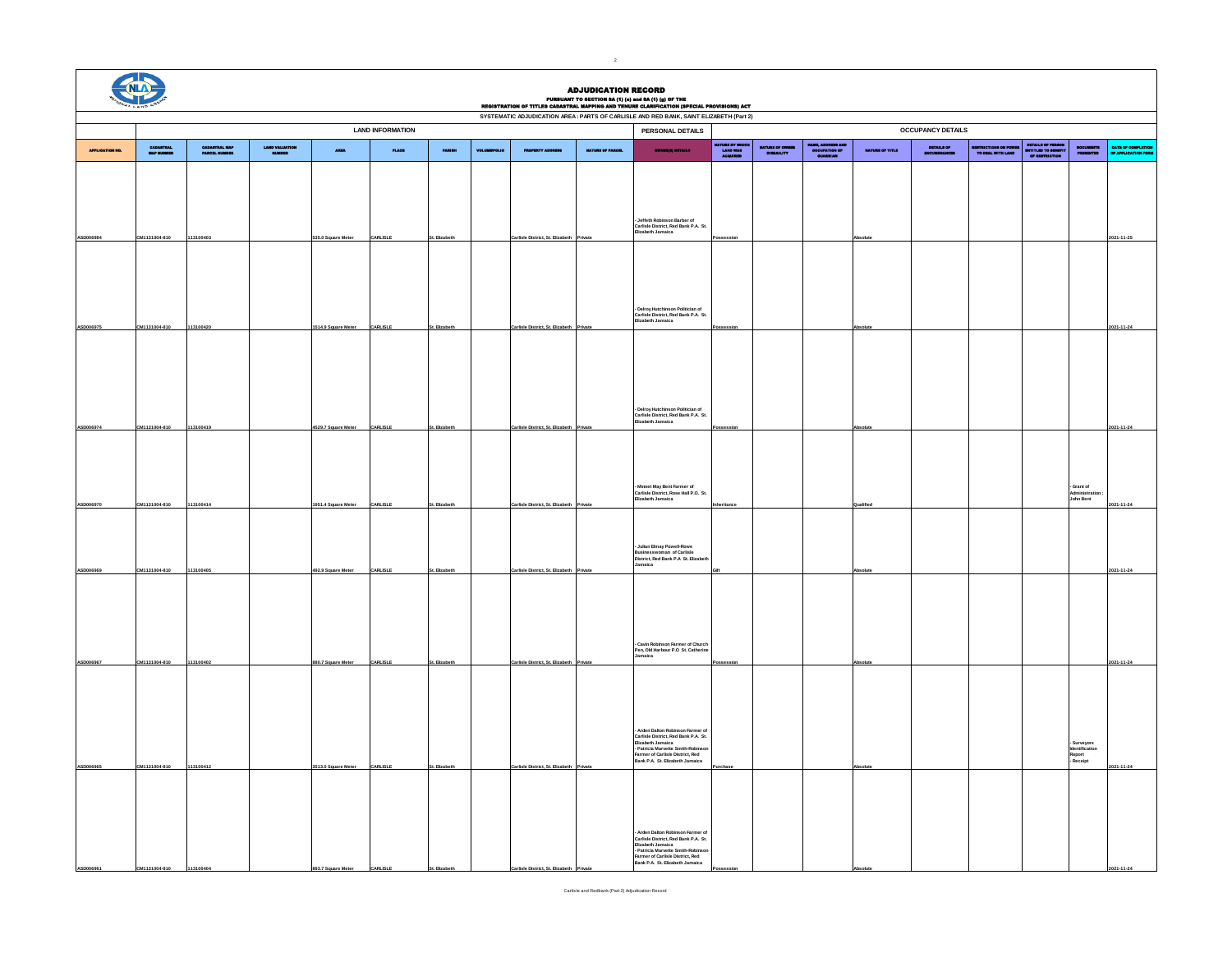# ADJUDICATION RECORD

**PURSUANT TO SECTION 8A (1) (e) and 8A (1) (g) OF THE**
**REGISTRATION OF TITLES CADASTRAL MAPPING AND TENURE CLARIFICATION (SPECIAL PROVISIONS) ACT**

**SYSTEMATIC ADJUDICATION AREA : PARTS OF CARLISLE AND RED BANK, SAINT ELIZABETH (Part 2)**

| | LAND INFORMATION | | | | | | | | | PERSONAL DETAILS | OCCUPANCY DETAILS | | | | | | | | |
|---|---|---|---|---|---|---|---|---|---|---|---|---|---|---|---|---|---|---|---|
| APPLICATION NO. | CADASTRAL MAP NUMBER | CADASTRAL MAP PARCEL NUMBER | LAND VALUATION NUMBER | AREA | PLACE | PARISH | VOLUME/FOLIO | PROPERTY ADDRESS | NATURE OF PARCEL | OWNER(S) DETAILS | NATURE BY WHICH LAND WAS ACQUIRED | NATURE OF OWNER DISABILITY | NAME, ADDRESS AND OCCUPATION OF GUARDIAN | NATURE OF TITLE | DETAILS OF ENCUMBRANCES | RESTRICTIONS ON POWER TO DEAL WITH LAND | DETAILS OF PERSON ENTITLED TO BENEFIT OF RESTRICTION | DOCUMENTS PRESENTED | DATE OF COMPLETION OF APPLICATION FORM |
| ASD006984 | CM1131004-810 | 113100403 | | 535.0 Square Meter | CARLISLE | St. Elizabeth | | Carlisle District, St. Elizabeth | Private | - Jeffeth Robinson Barber of Carlisle District, Red Bank P.A. St. Elizabeth Jamaica | Possession | | | Absolute | | | | | 2021-11-25 |
| ASD006975 | CM1131004-810 | 113100420 | | 1514.9 Square Meter | CARLISLE | St. Elizabeth | | Carlisle District, St. Elizabeth | Private | - Delroy Hutchinson Politician of Carlisle District, Red Bank P.A. St. Elizabeth Jamaica | Possession | | | Absolute | | | | | 2021-11-24 |
| ASD006974 | CM1131004-810 | 113100419 | | 4529.7 Square Meter | CARLISLE | St. Elizabeth | | Carlisle District, St. Elizabeth | Private | - Delroy Hutchinson Politician of Carlisle District, Red Bank P.A. St. Elizabeth Jamaica | Possession | | | Absolute | | | | | 2021-11-24 |
| ASD006970 | CM1131004-810 | 113100414 | | 1951.4 Square Meter | CARLISLE | St. Elizabeth | | Carlisle District, St. Elizabeth | Private | - Minnet May Bent Farmer of Carlisle District, Rose Hall P.O. St. Elizabeth Jamaica | Inheritance | | | Qualified | | | | - Grant of Administration : John Bent | 2021-11-24 |
| ASD006969 | CM1131004-810 | 113100405 | | 492.9 Square Meter | CARLISLE | St. Elizabeth | | Carlisle District, St. Elizabeth | Private | - Julian Elmay Powell-Rowe Businesswoman of Carlisle District, Red Bank P.A. St. Elizabeth Jamaica | Gift | | | Absolute | | | | | 2021-11-24 |
| ASD006967 | CM1131004-810 | 113100402 | | 880.7 Square Meter | CARLISLE | St. Elizabeth | | Carlisle District, St. Elizabeth | Private | - Cavin Robinson Farmer of Church Pen, Old Harbour P.O St. Catherine Jamaica | Possession | | | Absolute | | | | | 2021-11-24 |
| ASD006965 | CM1131004-810 | 113100412 | | 3513.0 Square Meter | CARLISLE | St. Elizabeth | | Carlisle District, St. Elizabeth | Private | - Arden Dalton Robinson Farmer of Carlisle District, Red Bank P.A. St. Elizabeth Jamaica<br>- Patricia Marvette Smith-Robinson Farmer of Carlisle District, Red Bank P.A. St. Elizabeth Jamaica | Purchase | | | Absolute | | | | - Surveyors Identification Report<br>- Receipt | 2021-11-24 |
| ASD006961 | CM1131004-810 | 113100404 | | 893.7 Square Meter | CARLISLE | St. Elizabeth | | Carlisle District, St. Elizabeth | Private | - Arden Dalton Robinson Farmer of Carlisle District, Red Bank P.A. St. Elizabeth Jamaica<br>- Patricia Marvette Smith-Robinson Farmer of Carlisle District, Red Bank P.A. St. Elizabeth Jamaica | Possession | | | Absolute | | | | | 2021-11-24 |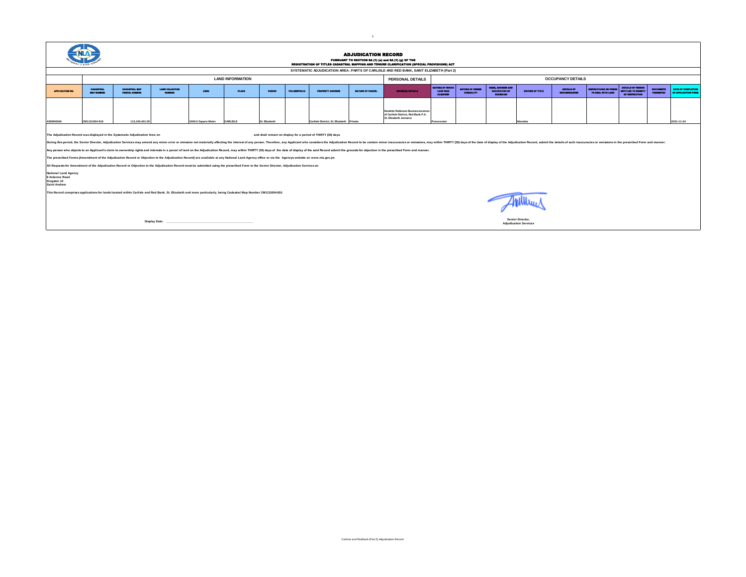# ADJUDICATION RECORD

**PURSUANT TO SECTION 8A (1) (e) and 8A (1) (g) OF THE**

**REGISTRATION OF TITLES CADASTRAL MAPPING AND TENURE CLARIFICATION (SPECIAL PROVISIONS) ACT**

**SYSTEMATIC ADJUDICATION AREA : PARTS OF CARLISLE AND RED BANK, SAINT ELIZABETH (Part 2)**

| | LAND INFORMATION | | | | | | | | | PERSONAL DETAILS | OCCUPANCY DETAILS | | | | | | | | |
|---|---|---|---|---|---|---|---|---|---|---|---|---|---|---|---|---|---|---|---|
| APPLICATION NO. | CADASTRAL MAP NUMBER | CADASTRAL MAP PARCEL NUMBER | LAND VALUATION NUMBER | AREA | PLACE | PARISH | VOLUME/FOLIO | PROPERTY ADDRESS | NATURE OF PARCEL | OWNER(S) DETAILS | NATURE BY WHICH LAND WAS ACQUIRED | NATURE OF OWNER DISBAILITY | NAME, ADDRESS AND OCCUPATION OF GUARDIAN | NATURE OF TITLE | DETAILS OF ENCUMBRANCES | RESTRICTIONS ON POWER TO DEAL WITH LAND | DETAILS OF PERSON ENTITLED TO BENEFIT OF RESTRICTION | DOCUMENTS PRESENTED | DATE OF COMPLETION OF APPLICATION FORM |
| ASD006946 | CM1131004-810 | 113,100,401.00 | | 1069.0 Square Meter | CARLISLE | St. Elizabeth | | Carlisle District, St. Elizabeth | Private | Novlette Robinson Businesswoman of Carlisle District, Red Bank P.A. St. Elizabeth Jamaica | Possession | | | Absolute | | | | | 2021-11-24 |

The Adjudication Record was displayed in the Systematic Adjudication Area on and shall remain on display for a period of THIRTY (30) days.

During this period, the Senior Director, Adjudication Services may amend any minor error or omission not materially affecting the interest of any person. Therefore, any Applicant who considers the Adjudication Record to be contain minor inaccuracies or omissions, may within THIRTY (30) days of the date of display of the Adjudication Record, submit the details of such inaccuracies or omissions in the prescribed Form and manner.

Any person who objects to an Applicant's claim to ownership rights and interests in a parcel of land on the Adjudication Record, may within THIRTY (30) days of the date of display of the said Record submit the grounds for objection in the prescribed Form and manner.

The prescribed Forms (Amendment of the Adjudication Record or Objection to the Adjudication Record) are available at any National Land Agency office or via the Agencys website at: www.nla.gov.jm

All Requests for Amendment of the Adjudication Record or Objection to the Adjudication Record must be submitted using the prescribed Form to the Senior Director, Adjudication Services at:

National Land Agency
8 Ardenne Road
Kingston 10
Saint Andrew

This Record comprises applications for lands located within Carlisle and Red Bank, St. Elizabeth and more particularly, being Cadastral Map Number CM1131004-810.

Display Date: \_\_\_\_\_\_\_\_\_\_\_\_\_\_\_\_\_\_\_\_\_\_\_\_

Senior Director,
Adjudication Services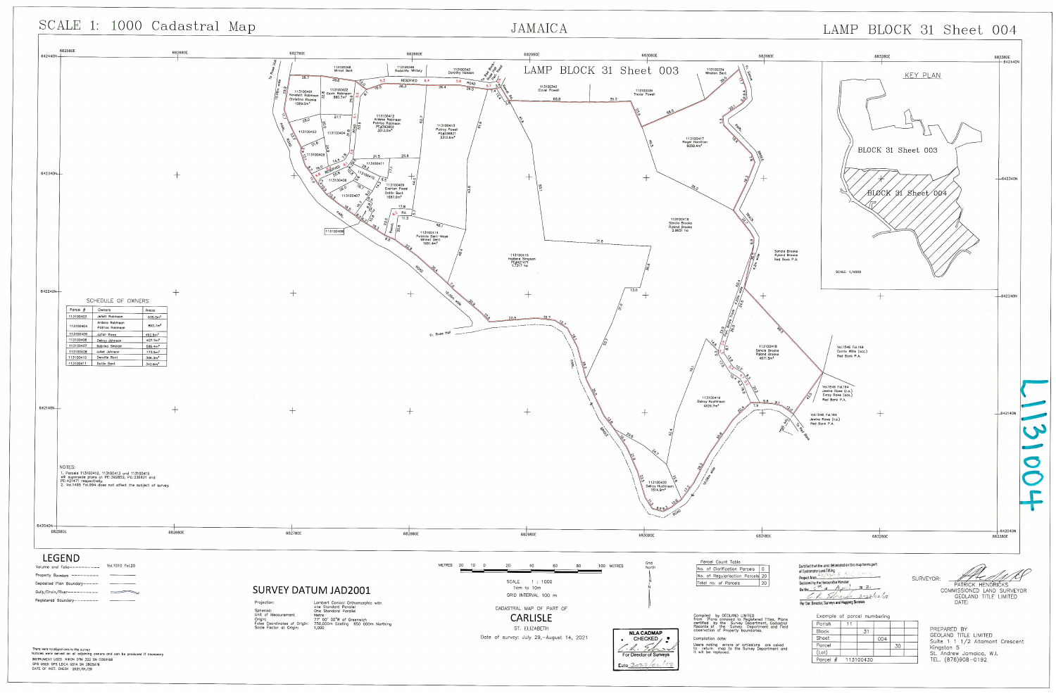# SCALE 1: 1000 Cadastral Map

# JAMAICA

# LAMP BLOCK 31 Sheet 004

LAMP BLOCK 31 Sheet 003

KEY PLAN

BLOCK 31 Sheet 003

BLOCK 31 Sheet 004

SCALE: 1/4000

L1131004

## SCHEDULE OF OWNERS

| Parcel # | Owners | Areas |
|---|---|---|
| 113100403 | Jelett Robinson | 635.0m² |
| 113100404 | Ardene Robinson Patrice Robinson | 893.7m² |
| 113100405 | Julian Rowe | 452.5m² |
| 113100406 | Delroy Johnson | 407.7m² |
| 113100407 | Sabrina Sinclair | 586.4m² |
| 113100408 | Juliet Johnson | 173.5m² |
| 113100410 | Denville Bent | 306.9m² |
| 113100411 | Dollin Bent | 312.6m² |

NOTES:
1. Parcels 113100412, 113100413 and 113100415 will supersede plans at PE:392852, PE:336821 and PE:421471 respectively.
2. Vol.1495 Fol.994 does not affect the subject of survey.

There were no objections to the survey.
Notices were served on all adjoining owners and can be produced if necessary
INSTRUMENT USED NIKON DTM 322 SN 006988
GPS USED GPS LEICA GS14 SN 2805976
DATE OF INST. CHECK 2021/01/29

## LEGEND

Volume and Folio---------- Vol.1010 Fol.20
Property Boundary
Deposited Plan Boundary------
Gully/Drain/River----------
Registered Boundary----------

## SURVEY DATUM JAD2001

| | |
|---|---|
| Projection: | Lambert Conical Orthomorphic with one Standard Parallel |
| Spheroid: | Clarke 1866 |
| Unit of Measurement: | Metre |
| Origin: | 77° 00' 00"W of Greenwich |
| False Coordinates of Origin: | 750,000m Easting 650 000m Northing |
| Scale Factor at Origin: | 1.000 |

METRES 20 10 0 20 40 60 80 100 METRES

SCALE 1 : 1000
1cm to 10m
GRID INTERVAL 100 m

CADASTRAL MAP OF PART OF
**CARLISLE**
ST. ELIZABETH
Date of survey: July 29,–August 14, 2021

NLA CADMAP CHECKED
For Director of Surveys
Date 2022/02/09

Parcel Count Table

| | |
|---|---|
| No. of Clarification Parcels | 0 |
| No. of Regularisation Parcels | 20 |
| Total no. of Parcels | 20 |

Compiled by GEOLAND LIMITED from Plans annexed to Registered Titles, Plans certified by the Survey Department, Cadastral Records of the Survey Department and Field observation of Property boundaries.

Compilation date:

Users noting errors or omissions are asked to return map to the Survey Department and it will be replaced.

Certified that the area delineated on this map forms part of Systematic Land Titling
Project Area
Declared by the Honourable Minister
On the
Per Snr. Director, Surveys and Mapping Division

Example of parcel numbering

| | | | |
|---|---|---|---|
| Parish | 11 | | |
| Block | | 31 | |
| Sheet | | | 004 |
| Parcel | | | 30 |
| (Lot) | | | |
| Parcel # | 113100430 | | |

SURVEYOR:
PATRICK HENDRICKS
COMMISSIONED LAND SURVEYOR
GEOLAND TITLE LIMITED
DATE:

PREPARED BY
GEOLAND TITLE LIMITED
Suite 1 1 1/2 Altamont Crescent
Kingston 5
St. Andrew Jamaica, W.I.
TEL. (876)908-0192